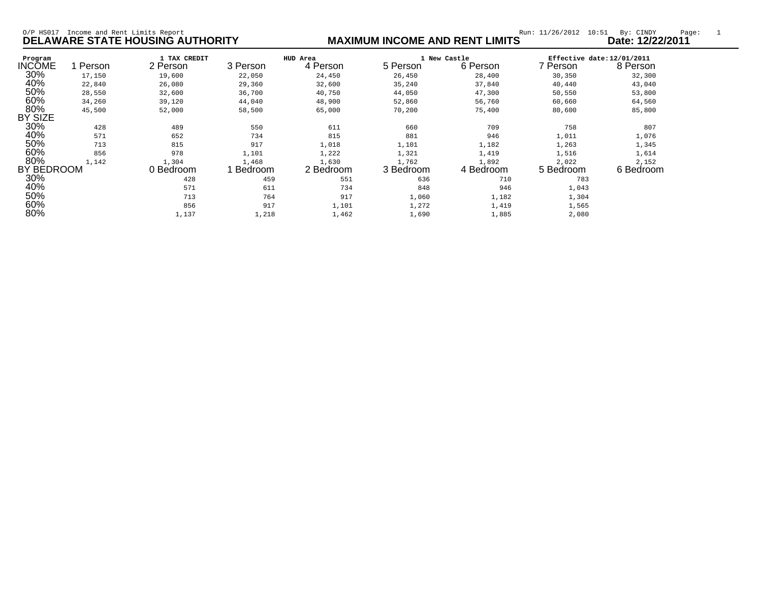O/P HS017 Income and Rent Limits Report    Run: 11/26/2012 10:51 By: CINDY

# DELAWARE STATE HOUSING AUTHORITY

## MAXIMUM INCOME AND RENT LIMITS

**Date: 12/22/2011**

Program: 1 TAX CREDIT    HUD Area: 1 New Castle    Effective date: 12/01/2011

| INCOME | 1 Person | 2 Person | 3 Person | 4 Person | 5 Person | 6 Person | 7 Person | 8 Person |
|---|---|---|---|---|---|---|---|---|
| 30% | 17,150 | 19,600 | 22,050 | 24,450 | 26,450 | 28,400 | 30,350 | 32,300 |
| 40% | 22,840 | 26,080 | 29,360 | 32,600 | 35,240 | 37,840 | 40,440 | 43,040 |
| 50% | 28,550 | 32,600 | 36,700 | 40,750 | 44,050 | 47,300 | 50,550 | 53,800 |
| 60% | 34,260 | 39,120 | 44,040 | 48,900 | 52,860 | 56,760 | 60,660 | 64,560 |
| 80% | 45,500 | 52,000 | 58,500 | 65,000 | 70,200 | 75,400 | 80,600 | 85,800 |
| **BY SIZE** | | | | | | | | |
| 30% | 428 | 489 | 550 | 611 | 660 | 709 | 758 | 807 |
| 40% | 571 | 652 | 734 | 815 | 881 | 946 | 1,011 | 1,076 |
| 50% | 713 | 815 | 917 | 1,018 | 1,101 | 1,182 | 1,263 | 1,345 |
| 60% | 856 | 978 | 1,101 | 1,222 | 1,321 | 1,419 | 1,516 | 1,614 |
| 80% | 1,142 | 1,304 | 1,468 | 1,630 | 1,762 | 1,892 | 2,022 | 2,152 |

| BY BEDROOM | 0 Bedroom | 1 Bedroom | 2 Bedroom | 3 Bedroom | 4 Bedroom | 5 Bedroom | 6 Bedroom |
|---|---|---|---|---|---|---|---|
| 30% | 428 | 459 | 551 | 636 | 710 | 783 | |
| 40% | 571 | 611 | 734 | 848 | 946 | 1,043 | |
| 50% | 713 | 764 | 917 | 1,060 | 1,182 | 1,304 | |
| 60% | 856 | 917 | 1,101 | 1,272 | 1,419 | 1,565 | |
| 80% | 1,137 | 1,218 | 1,462 | 1,690 | 1,885 | 2,080 | |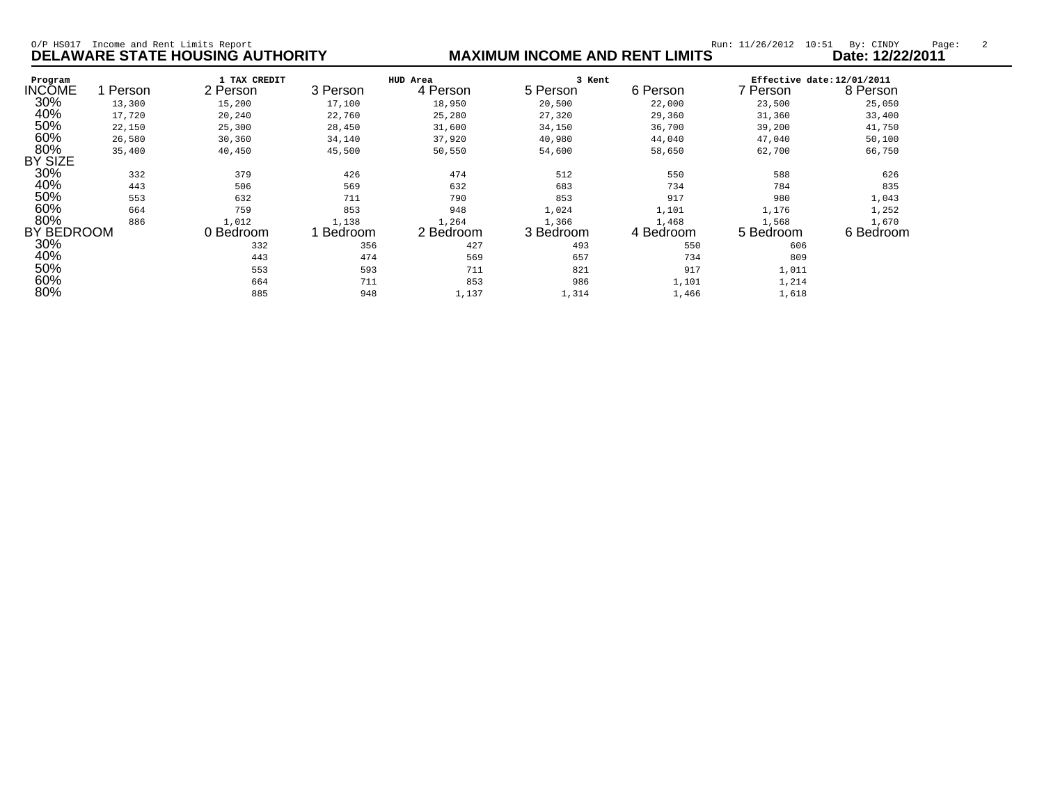O/P HS017 Income and Rent Limits Report Run: 11/26/2012 10:51 By: CINDY

**DELAWARE STATE HOUSING AUTHORITY** **MAXIMUM INCOME AND RENT LIMITS** **Date: 12/22/2011**

Program 1 TAX CREDIT HUD Area 3 Kent Effective date:12/01/2011

| INCOME | 1 Person | 2 Person | 3 Person | 4 Person | 5 Person | 6 Person | 7 Person | 8 Person |
|---|---|---|---|---|---|---|---|---|
| 30% | 13,300 | 15,200 | 17,100 | 18,950 | 20,500 | 22,000 | 23,500 | 25,050 |
| 40% | 17,720 | 20,240 | 22,760 | 25,280 | 27,320 | 29,360 | 31,360 | 33,400 |
| 50% | 22,150 | 25,300 | 28,450 | 31,600 | 34,150 | 36,700 | 39,200 | 41,750 |
| 60% | 26,580 | 30,360 | 34,140 | 37,920 | 40,980 | 44,040 | 47,040 | 50,100 |
| 80% | 35,400 | 40,450 | 45,500 | 50,550 | 54,600 | 58,650 | 62,700 | 66,750 |
| **BY SIZE** | | | | | | | | |
| 30% | 332 | 379 | 426 | 474 | 512 | 550 | 588 | 626 |
| 40% | 443 | 506 | 569 | 632 | 683 | 734 | 784 | 835 |
| 50% | 553 | 632 | 711 | 790 | 853 | 917 | 980 | 1,043 |
| 60% | 664 | 759 | 853 | 948 | 1,024 | 1,101 | 1,176 | 1,252 |
| 80% | 886 | 1,012 | 1,138 | 1,264 | 1,366 | 1,468 | 1,568 | 1,670 |

| BY BEDROOM | 0 Bedroom | 1 Bedroom | 2 Bedroom | 3 Bedroom | 4 Bedroom | 5 Bedroom | 6 Bedroom |
|---|---|---|---|---|---|---|---|
| 30% | 332 | 356 | 427 | 493 | 550 | 606 | |
| 40% | 443 | 474 | 569 | 657 | 734 | 809 | |
| 50% | 553 | 593 | 711 | 821 | 917 | 1,011 | |
| 60% | 664 | 711 | 853 | 986 | 1,101 | 1,214 | |
| 80% | 885 | 948 | 1,137 | 1,314 | 1,466 | 1,618 | |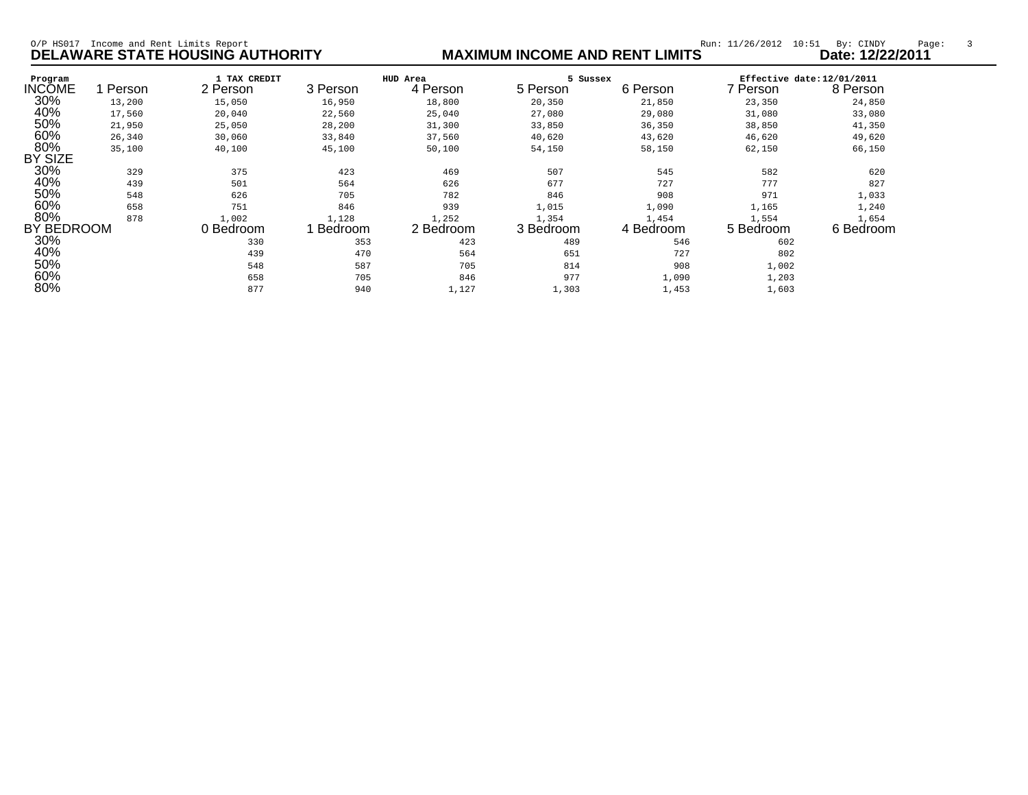O/P HS017 Income and Rent Limits Report Run: 11/26/2012 10:51 By: CINDY Page: 3

**DELAWARE STATE HOUSING AUTHORITY** **MAXIMUM INCOME AND RENT LIMITS** **Date: 12/22/2011**

Program: 1 TAX CREDIT HUD Area: 5 Sussex Effective date:12/01/2011

| INCOME | 1 Person | 2 Person | 3 Person | 4 Person | 5 Person | 6 Person | 7 Person | 8 Person |
|---|---|---|---|---|---|---|---|---|
| 30% | 13,200 | 15,050 | 16,950 | 18,800 | 20,350 | 21,850 | 23,350 | 24,850 |
| 40% | 17,560 | 20,040 | 22,560 | 25,040 | 27,080 | 29,080 | 31,080 | 33,080 |
| 50% | 21,950 | 25,050 | 28,200 | 31,300 | 33,850 | 36,350 | 38,850 | 41,350 |
| 60% | 26,340 | 30,060 | 33,840 | 37,560 | 40,620 | 43,620 | 46,620 | 49,620 |
| 80% | 35,100 | 40,100 | 45,100 | 50,100 | 54,150 | 58,150 | 62,150 | 66,150 |
| BY SIZE | | | | | | | | |
| 30% | 329 | 375 | 423 | 469 | 507 | 545 | 582 | 620 |
| 40% | 439 | 501 | 564 | 626 | 677 | 727 | 777 | 827 |
| 50% | 548 | 626 | 705 | 782 | 846 | 908 | 971 | 1,033 |
| 60% | 658 | 751 | 846 | 939 | 1,015 | 1,090 | 1,165 | 1,240 |
| 80% | 878 | 1,002 | 1,128 | 1,252 | 1,354 | 1,454 | 1,554 | 1,654 |

| BY BEDROOM | 0 Bedroom | 1 Bedroom | 2 Bedroom | 3 Bedroom | 4 Bedroom | 5 Bedroom | 6 Bedroom |
|---|---|---|---|---|---|---|---|
| 30% | 330 | 353 | 423 | 489 | 546 | 602 | |
| 40% | 439 | 470 | 564 | 651 | 727 | 802 | |
| 50% | 548 | 587 | 705 | 814 | 908 | 1,002 | |
| 60% | 658 | 705 | 846 | 977 | 1,090 | 1,203 | |
| 80% | 877 | 940 | 1,127 | 1,303 | 1,453 | 1,603 | |